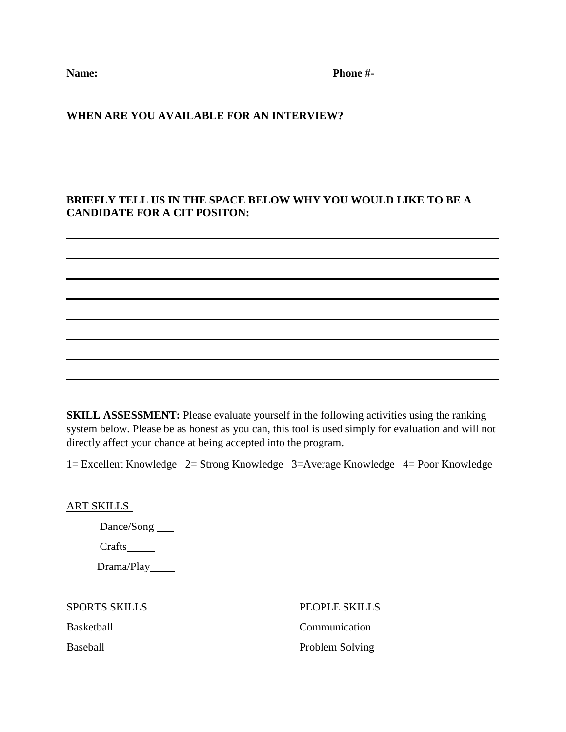**Name:** **Phone #-**

**WHEN ARE YOU AVAILABLE FOR AN INTERVIEW?**

**BRIEFLY TELL US IN THE SPACE BELOW WHY YOU WOULD LIKE TO BE A CANDIDATE FOR A CIT POSITON:**

______________________________________________________________________________

______________________________________________________________________________

______________________________________________________________________________

______________________________________________________________________________

______________________________________________________________________________

______________________________________________________________________________

______________________________________________________________________________

______________________________________________________________________________

**SKILL ASSESSMENT:** Please evaluate yourself in the following activities using the ranking system below. Please be as honest as you can, this tool is used simply for evaluation and will not directly affect your chance at being accepted into the program.

1= Excellent Knowledge 2= Strong Knowledge 3=Average Knowledge 4= Poor Knowledge

<u>ART SKILLS</u>

Dance/Song ___

Crafts_____

Drama/Play_____

<u>SPORTS SKILLS</u>

Basketball____

Baseball____

<u>PEOPLE SKILLS</u>

Communication_____

Problem Solving_____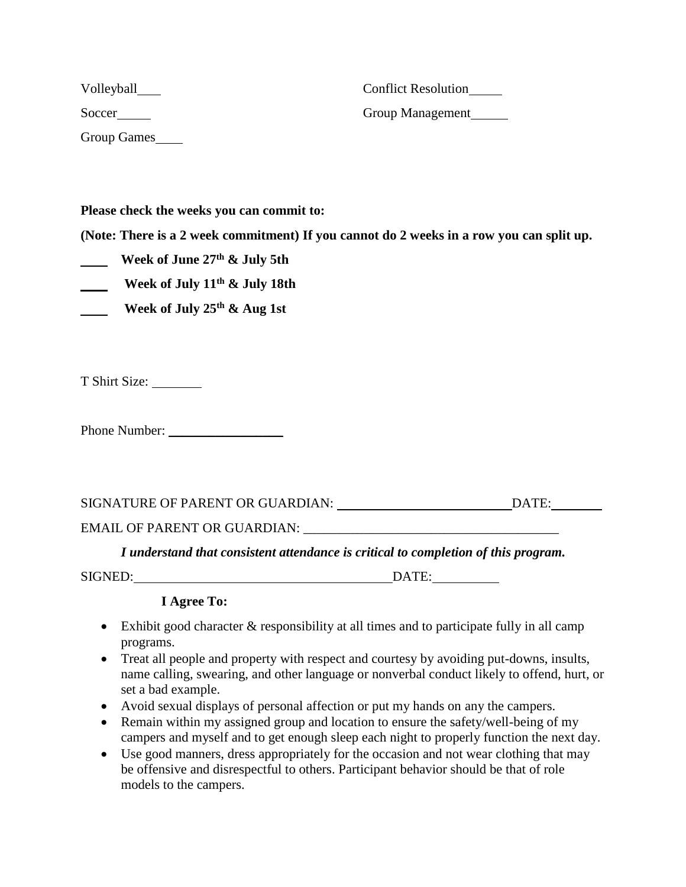Volleyball\_\_\_

Soccer\_\_\_\_\_

Group Games\_\_\_\_

Conflict Resolution\_\_\_\_\_

Group Management\_\_\_\_\_\_

**Please check the weeks you can commit to:**

**(Note: There is a 2 week commitment) If you cannot do 2 weeks in a row you can split up.**

\_\_\_\_ **Week of June 27th & July 5th**

\_\_\_\_ **Week of July 11th & July 18th**

\_\_\_\_ **Week of July 25th & Aug 1st**

T Shirt Size: \_\_\_\_\_\_\_\_

Phone Number: \_\_\_\_\_\_\_\_\_\_\_\_\_\_\_\_\_\_

SIGNATURE OF PARENT OR GUARDIAN: \_\_\_\_\_\_\_\_\_\_\_\_\_\_\_\_\_\_\_\_\_\_\_\_\_\_\_ DATE:\_\_\_\_\_\_\_\_

EMAIL OF PARENT OR GUARDIAN: \_\_\_\_\_\_\_\_\_\_\_\_\_\_\_\_\_\_\_\_\_\_\_\_\_\_\_\_\_\_\_\_\_\_\_\_\_\_\_

***I understand that consistent attendance is critical to completion of this program.***

SIGNED:\_\_\_\_\_\_\_\_\_\_\_\_\_\_\_\_\_\_\_\_\_\_\_\_\_\_\_\_\_\_\_\_\_\_\_\_\_\_\_DATE:\_\_\_\_\_\_\_\_\_\_

**I Agree To:**

- Exhibit good character & responsibility at all times and to participate fully in all camp programs.
- Treat all people and property with respect and courtesy by avoiding put-downs, insults, name calling, swearing, and other language or nonverbal conduct likely to offend, hurt, or set a bad example.
- Avoid sexual displays of personal affection or put my hands on any the campers.
- Remain within my assigned group and location to ensure the safety/well-being of my campers and myself and to get enough sleep each night to properly function the next day.
- Use good manners, dress appropriately for the occasion and not wear clothing that may be offensive and disrespectful to others. Participant behavior should be that of role models to the campers.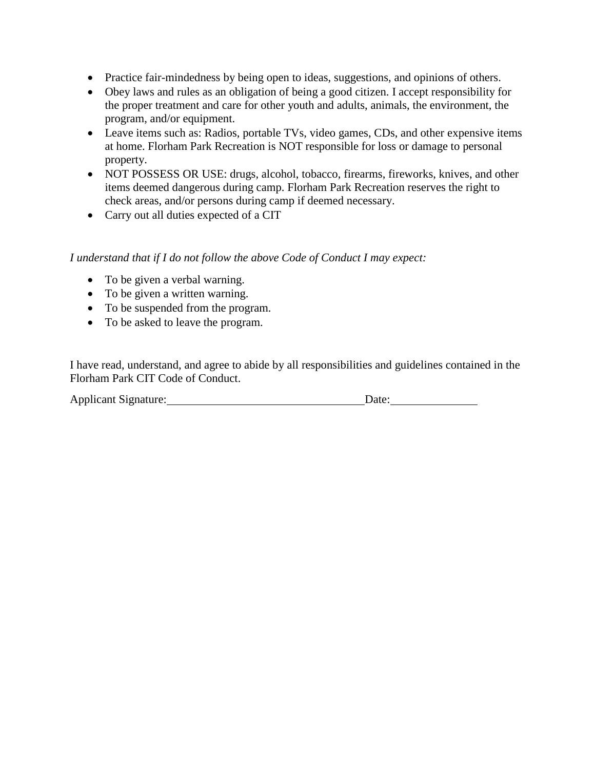- Practice fair-mindedness by being open to ideas, suggestions, and opinions of others.
- Obey laws and rules as an obligation of being a good citizen. I accept responsibility for the proper treatment and care for other youth and adults, animals, the environment, the program, and/or equipment.
- Leave items such as: Radios, portable TVs, video games, CDs, and other expensive items at home. Florham Park Recreation is NOT responsible for loss or damage to personal property.
- NOT POSSESS OR USE: drugs, alcohol, tobacco, firearms, fireworks, knives, and other items deemed dangerous during camp. Florham Park Recreation reserves the right to check areas, and/or persons during camp if deemed necessary.
- Carry out all duties expected of a CIT

*I understand that if I do not follow the above Code of Conduct I may expect:*

- To be given a verbal warning.
- To be given a written warning.
- To be suspended from the program.
- To be asked to leave the program.

I have read, understand, and agree to abide by all responsibilities and guidelines contained in the Florham Park CIT Code of Conduct.

Applicant Signature:\_\_\_\_\_\_\_\_\_\_\_\_\_\_\_\_\_\_\_\_\_\_\_\_\_\_\_\_\_\_\_\_\_\_\_Date:\_\_\_\_\_\_\_\_\_\_\_\_\_\_\_